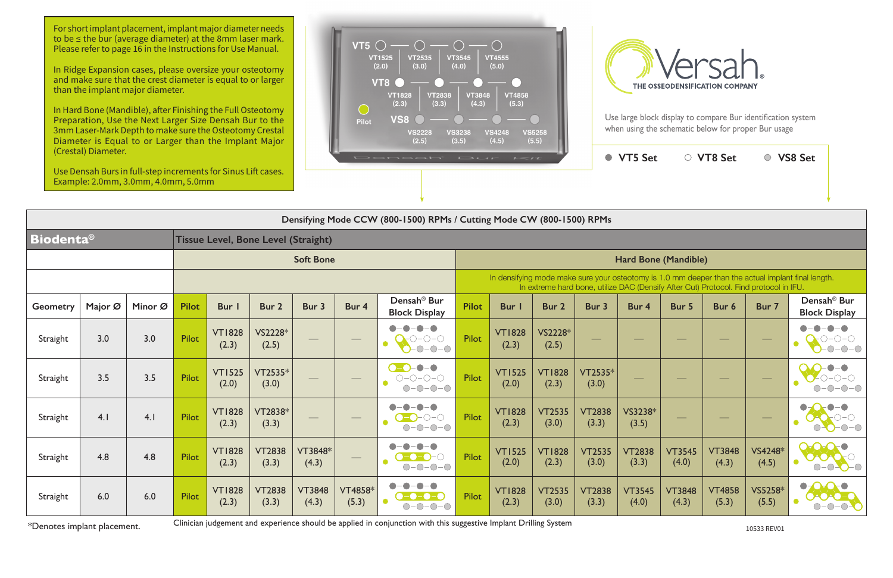For short implant placement, implant major diameter needs to be ≤ the bur (average diameter) at the 8mm laser mark. Please refer to page 16 in the Instructions for Use Manual.

In Ridge Expansion cases, please oversize your osteotomy and make sure that the crest diameter is equal to or larger than the implant major diameter.

In Hard Bone (Mandible), after Finishing the Full Osteotomy Preparation, Use the Next Larger Size Densah Bur to the 3mm Laser-Mark Depth to make sure the Osteotomy Crestal Diameter is Equal to or Larger than the Implant Major (Crestal) Diameter.

Use Densah Burs in full-step increments for Sinus Lift cases. Example: 2.0mm, 3.0mm, 4.0mm, 5.0mm

VT5: VT1525 (2.0), VT2535 (3.0), VT3545 (4.0), VT4555 (5.0)
VT8: VT1828 (2.3), VT2838 (3.3), VT3848 (4.3), VT4858 (5.3)
Pilot
VS8: VS2228 (2.5), VS3238 (3.5), VS4248 (4.5), VS5258 (5.5)

Densah Bur Kit

Versah® THE OSSEODENSIFICATION COMPANY

Use large block display to compare Bur identification system when using the schematic below for proper Bur usage

● VT5 Set ○ VT8 Set ◎ VS8 Set

**Densifying Mode CCW (800-1500) RPMs / Cutting Mode CW (800-1500) RPMs**

| **Biodenta®** | | | **Tissue Level, Bone Level (Straight)** | | | | | | | | | | | | | | |
|---|---|---|---|---|---|---|---|---|---|---|---|---|---|---|---|---|---|
| | | | **Soft Bone** | | | | | | **Hard Bone (Mandible)** | | | | | | | | |
| | | | | | | | | | In densifying mode make sure your osteotomy is 1.0 mm deeper than the actual implant final length. In extreme hard bone, utilize DAC (Densify After Cut) Protocol. Find protocol in IFU. | | | | | | | | |
| **Geometry** | **Major Ø** | **Minor Ø** | **Pilot** | **Bur 1** | **Bur 2** | **Bur 3** | **Bur 4** | **Densah® Bur Block Display** | **Pilot** | **Bur 1** | **Bur 2** | **Bur 3** | **Bur 4** | **Bur 5** | **Bur 6** | **Bur 7** | **Densah® Bur Block Display** |
| Straight | 3.0 | 3.0 | Pilot | VT1828 (2.3) | VS2228* (2.5) | — | — | | Pilot | VT1828 (2.3) | VS2228* (2.5) | — | — | — | — | — | |
| Straight | 3.5 | 3.5 | Pilot | VT1525 (2.0) | VT2535* (3.0) | — | — | | Pilot | VT1525 (2.0) | VT1828 (2.3) | VT2535* (3.0) | — | — | — | — | |
| Straight | 4.1 | 4.1 | Pilot | VT1828 (2.3) | VT2838* (3.3) | — | — | | Pilot | VT1828 (2.3) | VT2535 (3.0) | VT2838 (3.3) | VS3238* (3.5) | — | — | — | |
| Straight | 4.8 | 4.8 | Pilot | VT1828 (2.3) | VT2838 (3.3) | VT3848* (4.3) | — | | Pilot | VT1525 (2.0) | VT1828 (2.3) | VT2535 (3.0) | VT2838 (3.3) | VT3545 (4.0) | VT3848 (4.3) | VS4248* (4.5) | |
| Straight | 6.0 | 6.0 | Pilot | VT1828 (2.3) | VT2838 (3.3) | VT3848 (4.3) | VT4858* (5.3) | | Pilot | VT1828 (2.3) | VT2535 (3.0) | VT2838 (3.3) | VT3545 (4.0) | VT3848 (4.3) | VT4858 (5.3) | VS5258* (5.5) | |

*Denotes implant placement.

Clinician judgement and experience should be applied in conjunction with this suggestive Implant Drilling System

10533 REV01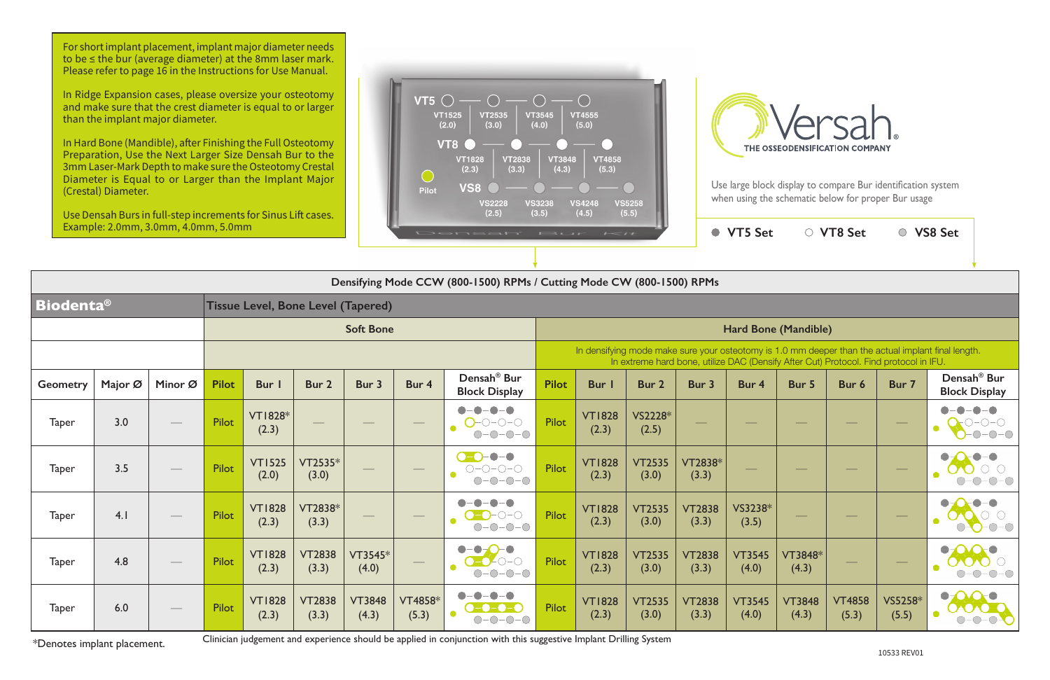For short implant placement, implant major diameter needs to be ≤ the bur (average diameter) at the 8mm laser mark. Please refer to page 16 in the Instructions for Use Manual.

In Ridge Expansion cases, please oversize your osteotomy and make sure that the crest diameter is equal to or larger than the implant major diameter.

In Hard Bone (Mandible), after Finishing the Full Osteotomy Preparation, Use the Next Larger Size Densah Bur to the 3mm Laser-Mark Depth to make sure the Osteotomy Crestal Diameter is Equal to or Larger than the Implant Major (Crestal) Diameter.

Use Densah Burs in full-step increments for Sinus Lift cases. Example: 2.0mm, 3.0mm, 4.0mm, 5.0mm

VT5: VT1525 (2.0) — VT2535 (3.0) — VT3545 (4.0) — VT4555 (5.0)

VT8: VT1828 (2.3) — VT2838 (3.3) — VT3848 (4.3) — VT4858 (5.3)

Pilot

VS8: VS2228 (2.5) — VS3238 (3.5) — VS4248 (4.5) — VS5258 (5.5)

Densah Bur Kit

Versah® THE OSSEODENSIFICATION COMPANY

Use large block display to compare Bur identification system when using the schematic below for proper Bur usage

● VT5 Set ○ VT8 Set ○ VS8 Set

| Densifying Mode CCW (800-1500) RPMs / Cutting Mode CW (800-1500) RPMs | | | | | | | | | | | | | | | | | | | |
|---|---|---|---|---|---|---|---|---|---|---|---|---|---|---|---|---|---|---|---|
| **Biodenta®** | | | Tissue Level, Bone Level (Tapered) | | | | | | | | | | | | | | | | |
| | | | Soft Bone | | | | | | Hard Bone (Mandible) | | | | | | | | | | |
| | | | | | | | | | In densifying mode make sure your osteotomy is 1.0 mm deeper than the actual implant final length. In extreme hard bone, utilize DAC (Densify After Cut) Protocol. Find protocol in IFU. | | | | | | | | | | |
| Geometry | Major Ø | Minor Ø | Pilot | Bur 1 | Bur 2 | Bur 3 | Bur 4 | Densah® Bur Block Display | Pilot | Bur 1 | Bur 2 | Bur 3 | Bur 4 | Bur 5 | Bur 6 | Bur 7 | Densah® Bur Block Display | | |
| Taper | 3.0 | — | Pilot | VT1828* (2.3) | — | — | — | | Pilot | VT1828 (2.3) | VS2228* (2.5) | — | — | — | — | — | | | |
| Taper | 3.5 | — | Pilot | VT1525 (2.0) | VT2535* (3.0) | — | — | | Pilot | VT1828 (2.3) | VT2535 (3.0) | VT2838* (3.3) | — | — | — | — | | | |
| Taper | 4.1 | — | Pilot | VT1828 (2.3) | VT2838* (3.3) | — | — | | Pilot | VT1828 (2.3) | VT2535 (3.0) | VT2838 (3.3) | VS3238* (3.5) | — | — | — | | | |
| Taper | 4.8 | — | Pilot | VT1828 (2.3) | VT2838 (3.3) | VT3545* (4.0) | — | | Pilot | VT1828 (2.3) | VT2535 (3.0) | VT2838 (3.3) | VT3545 (4.0) | VT3848* (4.3) | — | — | | | |
| Taper | 6.0 | — | Pilot | VT1828 (2.3) | VT2838 (3.3) | VT3848 (4.3) | VT4858* (5.3) | | Pilot | VT1828 (2.3) | VT2535 (3.0) | VT2838 (3.3) | VT3545 (4.0) | VT3848 (4.3) | VT4858 (5.3) | VS5258* (5.5) | | | |

*Denotes implant placement.

Clinician judgement and experience should be applied in conjunction with this suggestive Implant Drilling System

10533 REV01